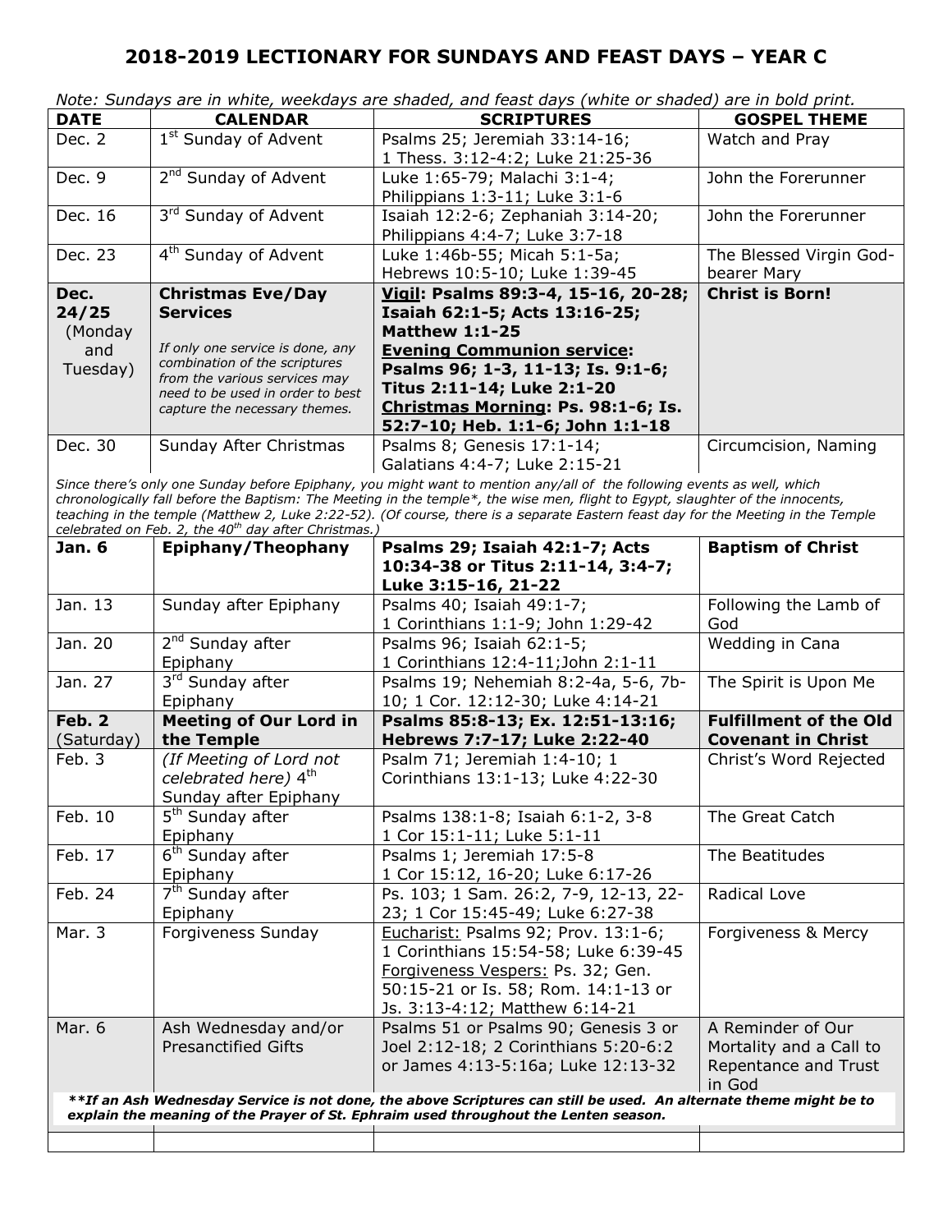# 2018-2019 LECTIONARY FOR SUNDAYS AND FEAST DAYS – YEAR C

*Note: Sundays are in white, weekdays are shaded, and feast days (white or shaded) are in bold print.*

| DATE | CALENDAR | SCRIPTURES | GOSPEL THEME |
|---|---|---|---|
| Dec. 2 | 1st Sunday of Advent | Psalms 25; Jeremiah 33:14-16; 1 Thess. 3:12-4:2; Luke 21:25-36 | Watch and Pray |
| Dec. 9 | 2nd Sunday of Advent | Luke 1:65-79; Malachi 3:1-4; Philippians 1:3-11; Luke 3:1-6 | John the Forerunner |
| Dec. 16 | 3rd Sunday of Advent | Isaiah 12:2-6; Zephaniah 3:14-20; Philippians 4:4-7; Luke 3:7-18 | John the Forerunner |
| Dec. 23 | 4th Sunday of Advent | Luke 1:46b-55; Micah 5:1-5a; Hebrews 10:5-10; Luke 1:39-45 | The Blessed Virgin God-bearer Mary |
| **Dec. 24/25** (Monday and Tuesday) | **Christmas Eve/Day Services** *If only one service is done, any combination of the scriptures from the various services may need to be used in order to best capture the necessary themes.* | **Vigil: Psalms 89:3-4, 15-16, 20-28; Isaiah 62:1-5; Acts 13:16-25; Matthew 1:1-25 Evening Communion service: Psalms 96; 1-3, 11-13; Is. 9:1-6; Titus 2:11-14; Luke 2:1-20 Christmas Morning: Ps. 98:1-6; Is. 52:7-10; Heb. 1:1-6; John 1:1-18** | **Christ is Born!** |
| Dec. 30 | Sunday After Christmas | Psalms 8; Genesis 17:1-14; Galatians 4:4-7; Luke 2:15-21 | Circumcision, Naming |
| *Since there's only one Sunday before Epiphany, you might want to mention any/all of the following events as well, which chronologically fall before the Baptism: The Meeting in the temple\*, the wise men, flight to Egypt, slaughter of the innocents, teaching in the temple (Matthew 2, Luke 2:22-52). (Of course, there is a separate Eastern feast day for the Meeting in the Temple celebrated on Feb. 2, the 40th day after Christmas.)* | | | |
| **Jan. 6** | **Epiphany/Theophany** | **Psalms 29; Isaiah 42:1-7; Acts 10:34-38 or Titus 2:11-14, 3:4-7; Luke 3:15-16, 21-22** | **Baptism of Christ** |
| Jan. 13 | Sunday after Epiphany | Psalms 40; Isaiah 49:1-7; 1 Corinthians 1:1-9; John 1:29-42 | Following the Lamb of God |
| Jan. 20 | 2nd Sunday after Epiphany | Psalms 96; Isaiah 62:1-5; 1 Corinthians 12:4-11;John 2:1-11 | Wedding in Cana |
| Jan. 27 | 3rd Sunday after Epiphany | Psalms 19; Nehemiah 8:2-4a, 5-6, 7b-10; 1 Cor. 12:12-30; Luke 4:14-21 | The Spirit is Upon Me |
| **Feb. 2** (Saturday) | **Meeting of Our Lord in the Temple** | **Psalms 85:8-13; Ex. 12:51-13:16; Hebrews 7:7-17; Luke 2:22-40** | **Fulfillment of the Old Covenant in Christ** |
| Feb. 3 | *(If Meeting of Lord not celebrated here)* 4th Sunday after Epiphany | Psalm 71; Jeremiah 1:4-10; 1 Corinthians 13:1-13; Luke 4:22-30 | Christ's Word Rejected |
| Feb. 10 | 5th Sunday after Epiphany | Psalms 138:1-8; Isaiah 6:1-2, 3-8 1 Cor 15:1-11; Luke 5:1-11 | The Great Catch |
| Feb. 17 | 6th Sunday after Epiphany | Psalms 1; Jeremiah 17:5-8 1 Cor 15:12, 16-20; Luke 6:17-26 | The Beatitudes |
| Feb. 24 | 7th Sunday after Epiphany | Ps. 103; 1 Sam. 26:2, 7-9, 12-13, 22-23; 1 Cor 15:45-49; Luke 6:27-38 | Radical Love |
| Mar. 3 | Forgiveness Sunday | Eucharist: Psalms 92; Prov. 13:1-6; 1 Corinthians 15:54-58; Luke 6:39-45 Forgiveness Vespers: Ps. 32; Gen. 50:15-21 or Is. 58; Rom. 14:1-13 or Js. 3:13-4:12; Matthew 6:14-21 | Forgiveness & Mercy |
| Mar. 6 | Ash Wednesday and/or Presanctified Gifts | Psalms 51 or Psalms 90; Genesis 3 or Joel 2:12-18; 2 Corinthians 5:20-6:2 or James 4:13-5:16a; Luke 12:13-32 | A Reminder of Our Mortality and a Call to Repentance and Trust in God |
| ***\*\*If an Ash Wednesday Service is not done, the above Scriptures can still be used. An alternate theme might be to explain the meaning of the Prayer of St. Ephraim used throughout the Lenten season.*** | | | |
| | | | |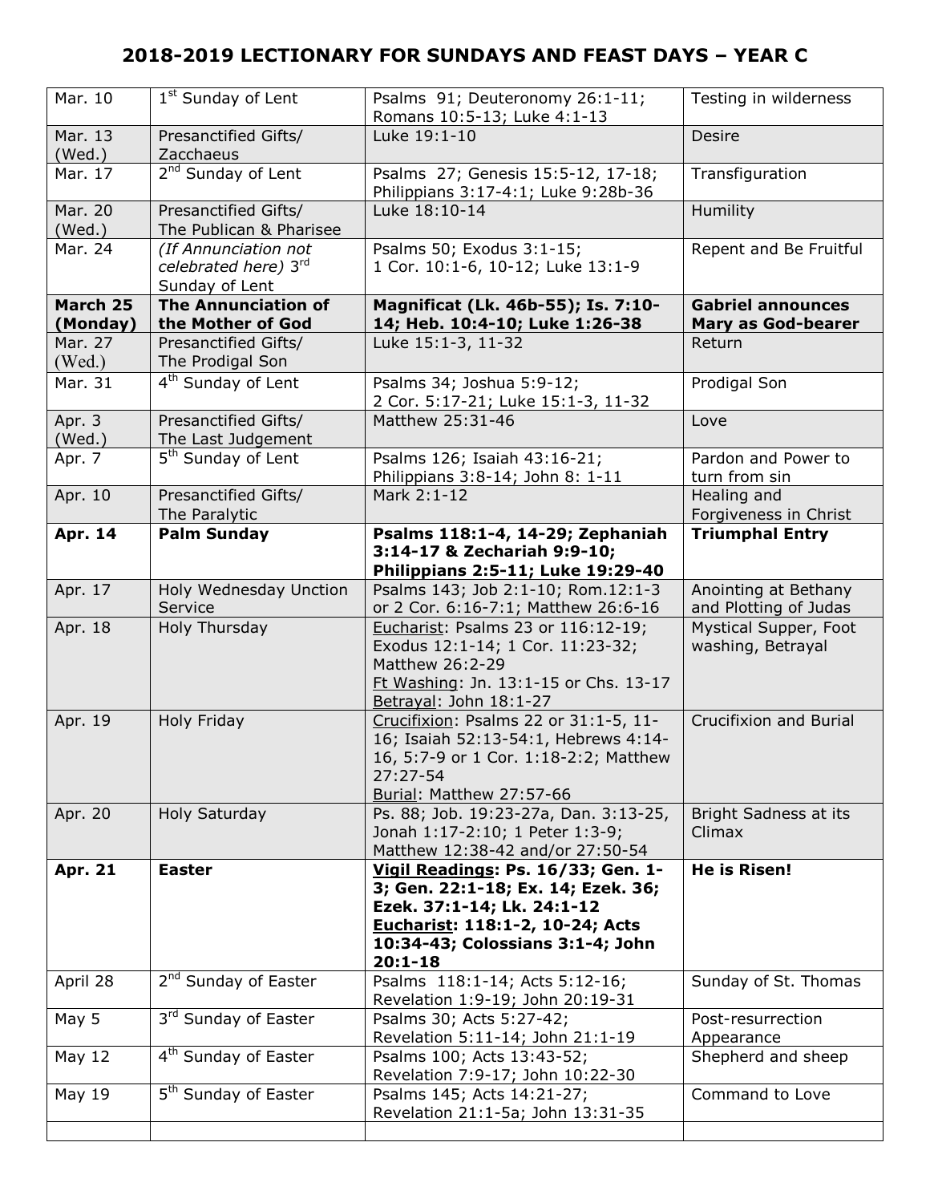# 2018-2019 LECTIONARY FOR SUNDAYS AND FEAST DAYS – YEAR C

| | | | |
|---|---|---|---|
| Mar. 10 | 1st Sunday of Lent | Psalms 91; Deuteronomy 26:1-11; Romans 10:5-13; Luke 4:1-13 | Testing in wilderness |
| Mar. 13 (Wed.) | Presanctified Gifts/ Zacchaeus | Luke 19:1-10 | Desire |
| Mar. 17 | 2nd Sunday of Lent | Psalms 27; Genesis 15:5-12, 17-18; Philippians 3:17-4:1; Luke 9:28b-36 | Transfiguration |
| Mar. 20 (Wed.) | Presanctified Gifts/ The Publican & Pharisee | Luke 18:10-14 | Humility |
| Mar. 24 | *(If Annunciation not celebrated here)* 3rd Sunday of Lent | Psalms 50; Exodus 3:1-15; 1 Cor. 10:1-6, 10-12; Luke 13:1-9 | Repent and Be Fruitful |
| **March 25 (Monday)** | **The Annunciation of the Mother of God** | **Magnificat (Lk. 46b-55); Is. 7:10-14; Heb. 10:4-10; Luke 1:26-38** | **Gabriel announces Mary as God-bearer** |
| Mar. 27 (Wed.) | Presanctified Gifts/ The Prodigal Son | Luke 15:1-3, 11-32 | Return |
| Mar. 31 | 4th Sunday of Lent | Psalms 34; Joshua 5:9-12; 2 Cor. 5:17-21; Luke 15:1-3, 11-32 | Prodigal Son |
| Apr. 3 (Wed.) | Presanctified Gifts/ The Last Judgement | Matthew 25:31-46 | Love |
| Apr. 7 | 5th Sunday of Lent | Psalms 126; Isaiah 43:16-21; Philippians 3:8-14; John 8: 1-11 | Pardon and Power to turn from sin |
| Apr. 10 | Presanctified Gifts/ The Paralytic | Mark 2:1-12 | Healing and Forgiveness in Christ |
| **Apr. 14** | **Palm Sunday** | **Psalms 118:1-4, 14-29; Zephaniah 3:14-17 & Zechariah 9:9-10; Philippians 2:5-11; Luke 19:29-40** | **Triumphal Entry** |
| Apr. 17 | Holy Wednesday Unction Service | Psalms 143; Job 2:1-10; Rom.12:1-3 or 2 Cor. 6:16-7:1; Matthew 26:6-16 | Anointing at Bethany and Plotting of Judas |
| Apr. 18 | Holy Thursday | Eucharist: Psalms 23 or 116:12-19; Exodus 12:1-14; 1 Cor. 11:23-32; Matthew 26:2-29<br>Ft Washing: Jn. 13:1-15 or Chs. 13-17<br>Betrayal: John 18:1-27 | Mystical Supper, Foot washing, Betrayal |
| Apr. 19 | Holy Friday | Crucifixion: Psalms 22 or 31:1-5, 11-16; Isaiah 52:13-54:1, Hebrews 4:14-16, 5:7-9 or 1 Cor. 1:18-2:2; Matthew 27:27-54<br>Burial: Matthew 27:57-66 | Crucifixion and Burial |
| Apr. 20 | Holy Saturday | Ps. 88; Job. 19:23-27a, Dan. 3:13-25, Jonah 1:17-2:10; 1 Peter 1:3-9; Matthew 12:38-42 and/or 27:50-54 | Bright Sadness at its Climax |
| **Apr. 21** | **Easter** | **Vigil Readings: Ps. 16/33; Gen. 1-3; Gen. 22:1-18; Ex. 14; Ezek. 36; Ezek. 37:1-14; Lk. 24:1-12<br>Eucharist: 118:1-2, 10-24; Acts 10:34-43; Colossians 3:1-4; John 20:1-18** | **He is Risen!** |
| April 28 | 2nd Sunday of Easter | Psalms 118:1-14; Acts 5:12-16; Revelation 1:9-19; John 20:19-31 | Sunday of St. Thomas |
| May 5 | 3rd Sunday of Easter | Psalms 30; Acts 5:27-42; Revelation 5:11-14; John 21:1-19 | Post-resurrection Appearance |
| May 12 | 4th Sunday of Easter | Psalms 100; Acts 13:43-52; Revelation 7:9-17; John 10:22-30 | Shepherd and sheep |
| May 19 | 5th Sunday of Easter | Psalms 145; Acts 14:21-27; Revelation 21:1-5a; John 13:31-35 | Command to Love |
| | | | |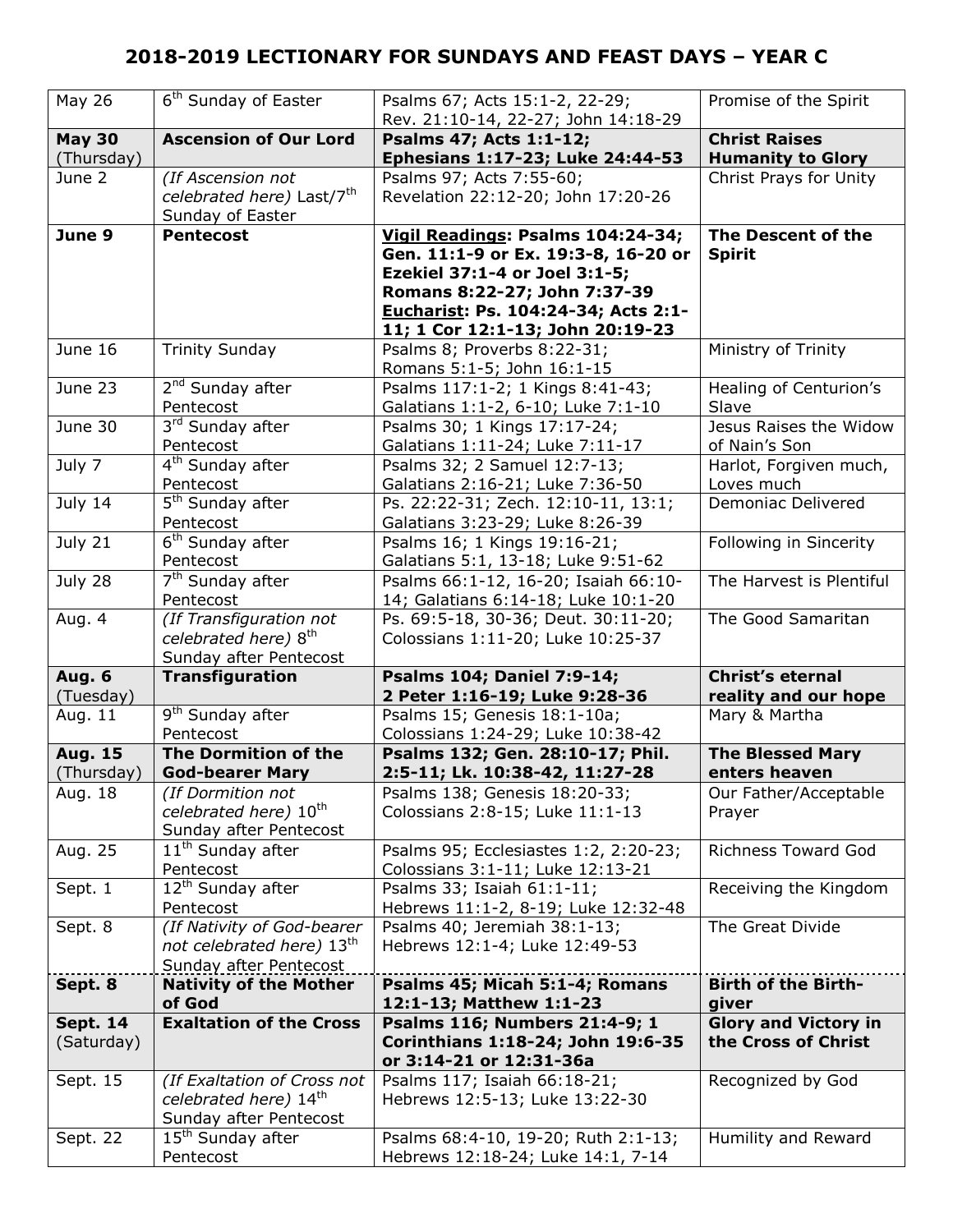# 2018-2019 LECTIONARY FOR SUNDAYS AND FEAST DAYS – YEAR C

| | | | |
|---|---|---|---|
| May 26 | 6th Sunday of Easter | Psalms 67; Acts 15:1-2, 22-29; Rev. 21:10-14, 22-27; John 14:18-29 | Promise of the Spirit |
| **May 30** (Thursday) | **Ascension of Our Lord** | **Psalms 47; Acts 1:1-12; Ephesians 1:17-23; Luke 24:44-53** | **Christ Raises Humanity to Glory** |
| June 2 | *(If Ascension not celebrated here)* Last/7th Sunday of Easter | Psalms 97; Acts 7:55-60; Revelation 22:12-20; John 17:20-26 | Christ Prays for Unity |
| **June 9** | **Pentecost** | **Vigil Readings: Psalms 104:24-34; Gen. 11:1-9 or Ex. 19:3-8, 16-20 or Ezekiel 37:1-4 or Joel 3:1-5; Romans 8:22-27; John 7:37-39 Eucharist: Ps. 104:24-34; Acts 2:1-11; 1 Cor 12:1-13; John 20:19-23** | **The Descent of the Spirit** |
| June 16 | Trinity Sunday | Psalms 8; Proverbs 8:22-31; Romans 5:1-5; John 16:1-15 | Ministry of Trinity |
| June 23 | 2nd Sunday after Pentecost | Psalms 117:1-2; 1 Kings 8:41-43; Galatians 1:1-2, 6-10; Luke 7:1-10 | Healing of Centurion's Slave |
| June 30 | 3rd Sunday after Pentecost | Psalms 30; 1 Kings 17:17-24; Galatians 1:11-24; Luke 7:11-17 | Jesus Raises the Widow of Nain's Son |
| July 7 | 4th Sunday after Pentecost | Psalms 32; 2 Samuel 12:7-13; Galatians 2:16-21; Luke 7:36-50 | Harlot, Forgiven much, Loves much |
| July 14 | 5th Sunday after Pentecost | Ps. 22:22-31; Zech. 12:10-11, 13:1; Galatians 3:23-29; Luke 8:26-39 | Demoniac Delivered |
| July 21 | 6th Sunday after Pentecost | Psalms 16; 1 Kings 19:16-21; Galatians 5:1, 13-18; Luke 9:51-62 | Following in Sincerity |
| July 28 | 7th Sunday after Pentecost | Psalms 66:1-12, 16-20; Isaiah 66:10-14; Galatians 6:14-18; Luke 10:1-20 | The Harvest is Plentiful |
| Aug. 4 | *(If Transfiguration not celebrated here)* 8th Sunday after Pentecost | Ps. 69:5-18, 30-36; Deut. 30:11-20; Colossians 1:11-20; Luke 10:25-37 | The Good Samaritan |
| **Aug. 6** (Tuesday) | **Transfiguration** | **Psalms 104; Daniel 7:9-14; 2 Peter 1:16-19; Luke 9:28-36** | **Christ's eternal reality and our hope** |
| Aug. 11 | 9th Sunday after Pentecost | Psalms 15; Genesis 18:1-10a; Colossians 1:24-29; Luke 10:38-42 | Mary & Martha |
| **Aug. 15** (Thursday) | **The Dormition of the God-bearer Mary** | **Psalms 132; Gen. 28:10-17; Phil. 2:5-11; Lk. 10:38-42, 11:27-28** | **The Blessed Mary enters heaven** |
| Aug. 18 | *(If Dormition not celebrated here)* 10th Sunday after Pentecost | Psalms 138; Genesis 18:20-33; Colossians 2:8-15; Luke 11:1-13 | Our Father/Acceptable Prayer |
| Aug. 25 | 11th Sunday after Pentecost | Psalms 95; Ecclesiastes 1:2, 2:20-23; Colossians 3:1-11; Luke 12:13-21 | Richness Toward God |
| Sept. 1 | 12th Sunday after Pentecost | Psalms 33; Isaiah 61:1-11; Hebrews 11:1-2, 8-19; Luke 12:32-48 | Receiving the Kingdom |
| Sept. 8 | *(If Nativity of God-bearer not celebrated here)* 13th Sunday after Pentecost | Psalms 40; Jeremiah 38:1-13; Hebrews 12:1-4; Luke 12:49-53 | The Great Divide |
| **Sept. 8** | **Nativity of the Mother of God** | **Psalms 45; Micah 5:1-4; Romans 12:1-13; Matthew 1:1-23** | **Birth of the Birth-giver** |
| **Sept. 14** (Saturday) | **Exaltation of the Cross** | **Psalms 116; Numbers 21:4-9; 1 Corinthians 1:18-24; John 19:6-35 or 3:14-21 or 12:31-36a** | **Glory and Victory in the Cross of Christ** |
| Sept. 15 | *(If Exaltation of Cross not celebrated here)* 14th Sunday after Pentecost | Psalms 117; Isaiah 66:18-21; Hebrews 12:5-13; Luke 13:22-30 | Recognized by God |
| Sept. 22 | 15th Sunday after Pentecost | Psalms 68:4-10, 19-20; Ruth 2:1-13; Hebrews 12:18-24; Luke 14:1, 7-14 | Humility and Reward |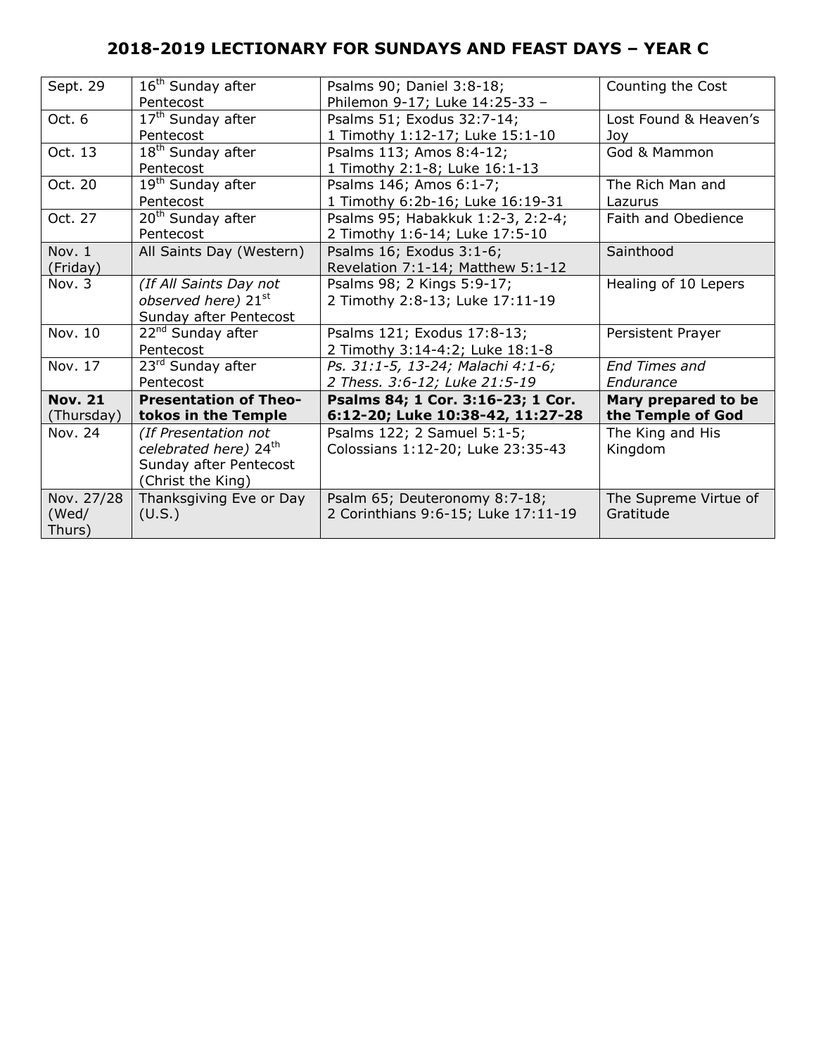## 2018-2019 LECTIONARY FOR SUNDAYS AND FEAST DAYS – YEAR C

| | | | |
|---|---|---|---|
| Sept. 29 | 16th Sunday after Pentecost | Psalms 90; Daniel 3:8-18; Philemon 9-17; Luke 14:25-33 – | Counting the Cost |
| Oct. 6 | 17th Sunday after Pentecost | Psalms 51; Exodus 32:7-14; 1 Timothy 1:12-17; Luke 15:1-10 | Lost Found & Heaven's Joy |
| Oct. 13 | 18th Sunday after Pentecost | Psalms 113; Amos 8:4-12; 1 Timothy 2:1-8; Luke 16:1-13 | God & Mammon |
| Oct. 20 | 19th Sunday after Pentecost | Psalms 146; Amos 6:1-7; 1 Timothy 6:2b-16; Luke 16:19-31 | The Rich Man and Lazurus |
| Oct. 27 | 20th Sunday after Pentecost | Psalms 95; Habakkuk 1:2-3, 2:2-4; 2 Timothy 1:6-14; Luke 17:5-10 | Faith and Obedience |
| Nov. 1 (Friday) | All Saints Day (Western) | Psalms 16; Exodus 3:1-6; Revelation 7:1-14; Matthew 5:1-12 | Sainthood |
| Nov. 3 | *(If All Saints Day not observed here)* 21st Sunday after Pentecost | Psalms 98; 2 Kings 5:9-17; 2 Timothy 2:8-13; Luke 17:11-19 | Healing of 10 Lepers |
| Nov. 10 | 22nd Sunday after Pentecost | Psalms 121; Exodus 17:8-13; 2 Timothy 3:14-4:2; Luke 18:1-8 | Persistent Prayer |
| Nov. 17 | 23rd Sunday after Pentecost | *Ps. 31:1-5, 13-24; Malachi 4:1-6; 2 Thess. 3:6-12; Luke 21:5-19* | *End Times and Endurance* |
| **Nov. 21** (Thursday) | **Presentation of Theo-tokos in the Temple** | **Psalms 84; 1 Cor. 3:16-23; 1 Cor. 6:12-20; Luke 10:38-42, 11:27-28** | **Mary prepared to be the Temple of God** |
| Nov. 24 | *(If Presentation not celebrated here)* 24th Sunday after Pentecost (Christ the King) | Psalms 122; 2 Samuel 5:1-5; Colossians 1:12-20; Luke 23:35-43 | The King and His Kingdom |
| Nov. 27/28 (Wed/ Thurs) | Thanksgiving Eve or Day (U.S.) | Psalm 65; Deuteronomy 8:7-18; 2 Corinthians 9:6-15; Luke 17:11-19 | The Supreme Virtue of Gratitude |